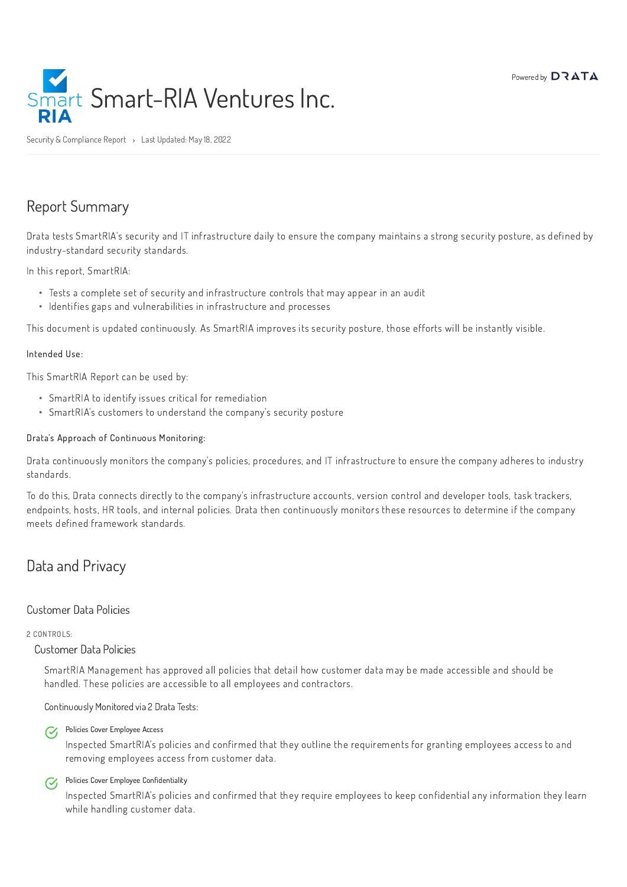# Smart-RIA Ventures Inc.

Powered by DRATA

Security & Compliance Report › Last Updated: May 18, 2022

## Report Summary

Drata tests SmartRIA's security and IT infrastructure daily to ensure the company maintains a strong security posture, as defined by industry-standard security standards.

In this report, SmartRIA:

- Tests a complete set of security and infrastructure controls that may appear in an audit
- Identifies gaps and vulnerabilities in infrastructure and processes

This document is updated continuously. As SmartRIA improves its security posture, those efforts will be instantly visible.

#### Intended Use:

This SmartRIA Report can be used by:

- SmartRIA to identify issues critical for remediation
- SmartRIA's customers to understand the company's security posture

#### Drata's Approach of Continuous Monitoring:

Drata continuously monitors the company's policies, procedures, and IT infrastructure to ensure the company adheres to industry standards.

To do this, Drata connects directly to the company's infrastructure accounts, version control and developer tools, task trackers, endpoints, hosts, HR tools, and internal policies. Drata then continuously monitors these resources to determine if the company meets defined framework standards.

## Data and Privacy

### Customer Data Policies

2 CONTROLS:

#### Customer Data Policies

SmartRIA Management has approved all policies that detail how customer data may be made accessible and should be handled. These policies are accessible to all employees and contractors.

Continuously Monitored via 2 Drata Tests:

- **Policies Cover Employee Access**
  Inspected SmartRIA's policies and confirmed that they outline the requirements for granting employees access to and removing employees access from customer data.
- **Policies Cover Employee Confidentiality**
  Inspected SmartRIA's policies and confirmed that they require employees to keep confidential any information they learn while handling customer data.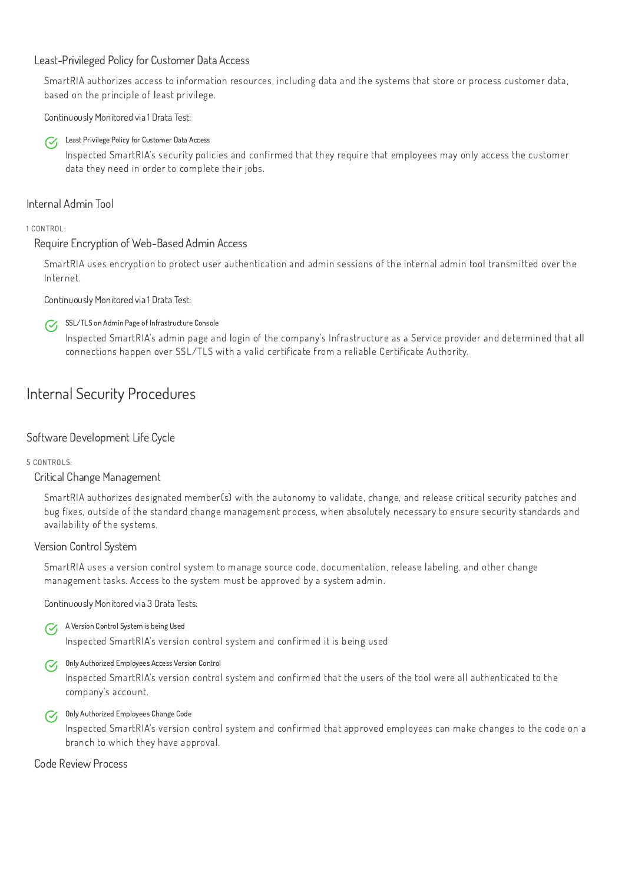### Least-Privileged Policy for Customer Data Access

SmartRIA authorizes access to information resources, including data and the systems that store or process customer data, based on the principle of least privilege.

Continuously Monitored via 1 Drata Test:

- **Least Privilege Policy for Customer Data Access**
  Inspected SmartRIA's security policies and confirmed that they require that employees may only access the customer data they need in order to complete their jobs.

## Internal Admin Tool

1 CONTROL:

### Require Encryption of Web-Based Admin Access

SmartRIA uses encryption to protect user authentication and admin sessions of the internal admin tool transmitted over the Internet.

Continuously Monitored via 1 Drata Test:

- **SSL/TLS on Admin Page of Infrastructure Console**
  Inspected SmartRIA's admin page and login of the company's Infrastructure as a Service provider and determined that all connections happen over SSL/TLS with a valid certificate from a reliable Certificate Authority.

# Internal Security Procedures

## Software Development Life Cycle

5 CONTROLS:

### Critical Change Management

SmartRIA authorizes designated member(s) with the autonomy to validate, change, and release critical security patches and bug fixes, outside of the standard change management process, when absolutely necessary to ensure security standards and availability of the systems.

### Version Control System

SmartRIA uses a version control system to manage source code, documentation, release labeling, and other change management tasks. Access to the system must be approved by a system admin.

Continuously Monitored via 3 Drata Tests:

- **A Version Control System is being Used**
  Inspected SmartRIA's version control system and confirmed it is being used
- **Only Authorized Employees Access Version Control**
  Inspected SmartRIA's version control system and confirmed that the users of the tool were all authenticated to the company's account.
- **Only Authorized Employees Change Code**
  Inspected SmartRIA's version control system and confirmed that approved employees can make changes to the code on a branch to which they have approval.

### Code Review Process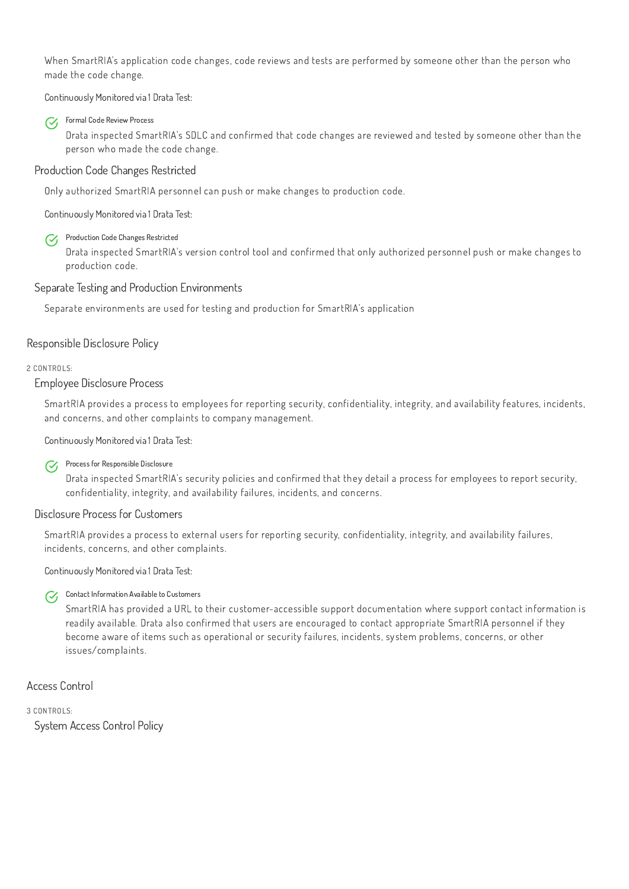When SmartRIA's application code changes, code reviews and tests are performed by someone other than the person who made the code change.

Continuously Monitored via 1 Drata Test:

- **Formal Code Review Process**
  Drata inspected SmartRIA's SDLC and confirmed that code changes are reviewed and tested by someone other than the person who made the code change.

### Production Code Changes Restricted

Only authorized SmartRIA personnel can push or make changes to production code.

Continuously Monitored via 1 Drata Test:

- **Production Code Changes Restricted**
  Drata inspected SmartRIA's version control tool and confirmed that only authorized personnel push or make changes to production code.

### Separate Testing and Production Environments

Separate environments are used for testing and production for SmartRIA's application

## Responsible Disclosure Policy

2 CONTROLS:

### Employee Disclosure Process

SmartRIA provides a process to employees for reporting security, confidentiality, integrity, and availability features, incidents, and concerns, and other complaints to company management.

Continuously Monitored via 1 Drata Test:

- **Process for Responsible Disclosure**
  Drata inspected SmartRIA's security policies and confirmed that they detail a process for employees to report security, confidentiality, integrity, and availability failures, incidents, and concerns.

### Disclosure Process for Customers

SmartRIA provides a process to external users for reporting security, confidentiality, integrity, and availability failures, incidents, concerns, and other complaints.

Continuously Monitored via 1 Drata Test:

- **Contact Information Available to Customers**
  SmartRIA has provided a URL to their customer-accessible support documentation where support contact information is readily available. Drata also confirmed that users are encouraged to contact appropriate SmartRIA personnel if they become aware of items such as operational or security failures, incidents, system problems, concerns, or other issues/complaints.

## Access Control

3 CONTROLS:

### System Access Control Policy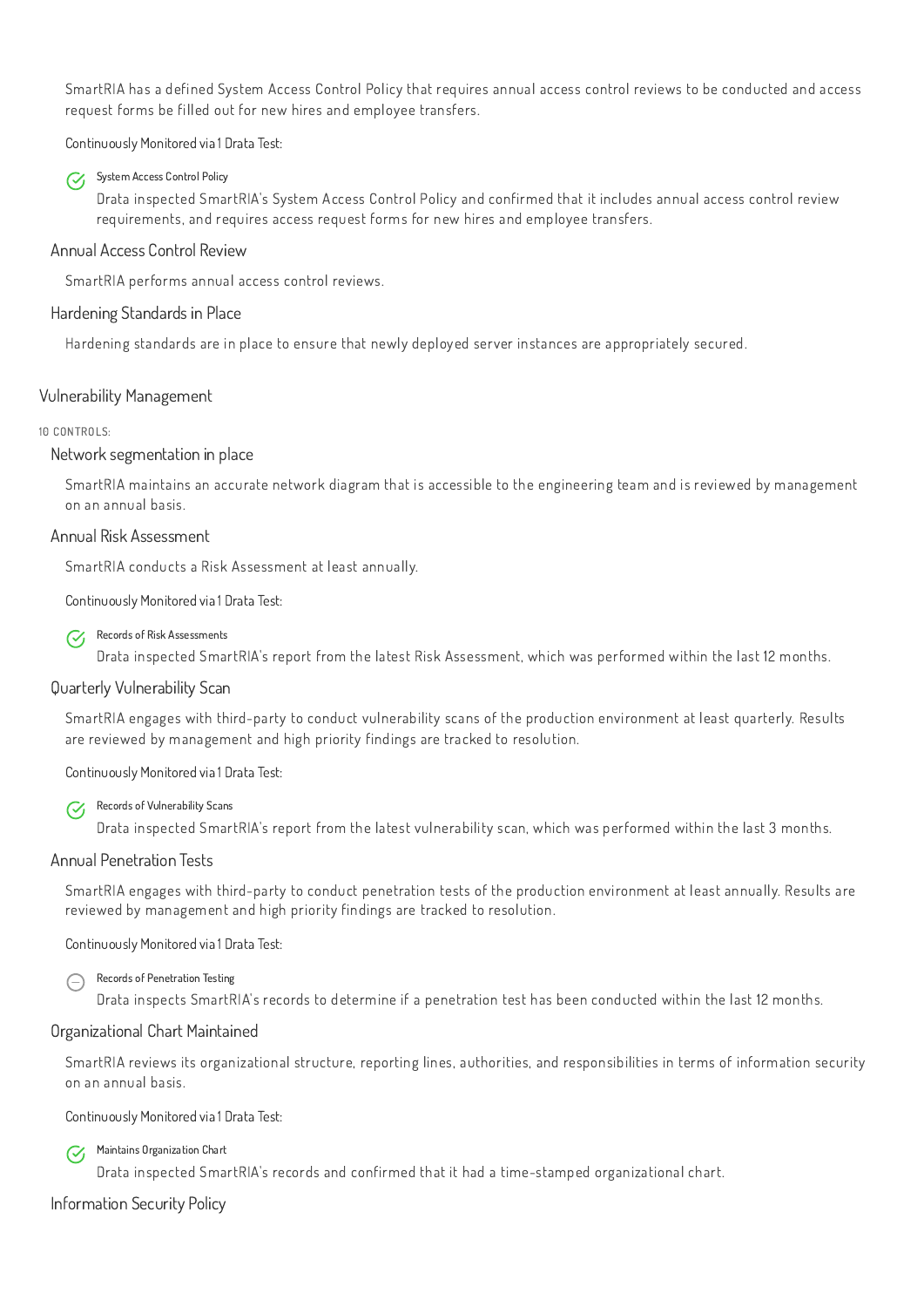SmartRIA has a defined System Access Control Policy that requires annual access control reviews to be conducted and access request forms be filled out for new hires and employee transfers.

Continuously Monitored via 1 Drata Test:

- System Access Control Policy

  Drata inspected SmartRIA's System Access Control Policy and confirmed that it includes annual access control review requirements, and requires access request forms for new hires and employee transfers.

### Annual Access Control Review

SmartRIA performs annual access control reviews.

### Hardening Standards in Place

Hardening standards are in place to ensure that newly deployed server instances are appropriately secured.

## Vulnerability Management

10 CONTROLS:

### Network segmentation in place

SmartRIA maintains an accurate network diagram that is accessible to the engineering team and is reviewed by management on an annual basis.

### Annual Risk Assessment

SmartRIA conducts a Risk Assessment at least annually.

Continuously Monitored via 1 Drata Test:

- Records of Risk Assessments

  Drata inspected SmartRIA's report from the latest Risk Assessment, which was performed within the last 12 months.

### Quarterly Vulnerability Scan

SmartRIA engages with third-party to conduct vulnerability scans of the production environment at least quarterly. Results are reviewed by management and high priority findings are tracked to resolution.

Continuously Monitored via 1 Drata Test:

- Records of Vulnerability Scans

  Drata inspected SmartRIA's report from the latest vulnerability scan, which was performed within the last 3 months.

### Annual Penetration Tests

SmartRIA engages with third-party to conduct penetration tests of the production environment at least annually. Results are reviewed by management and high priority findings are tracked to resolution.

Continuously Monitored via 1 Drata Test:

- Records of Penetration Testing

  Drata inspects SmartRIA's records to determine if a penetration test has been conducted within the last 12 months.

### Organizational Chart Maintained

SmartRIA reviews its organizational structure, reporting lines, authorities, and responsibilities in terms of information security on an annual basis.

Continuously Monitored via 1 Drata Test:

- Maintains Organization Chart

  Drata inspected SmartRIA's records and confirmed that it had a time-stamped organizational chart.

### Information Security Policy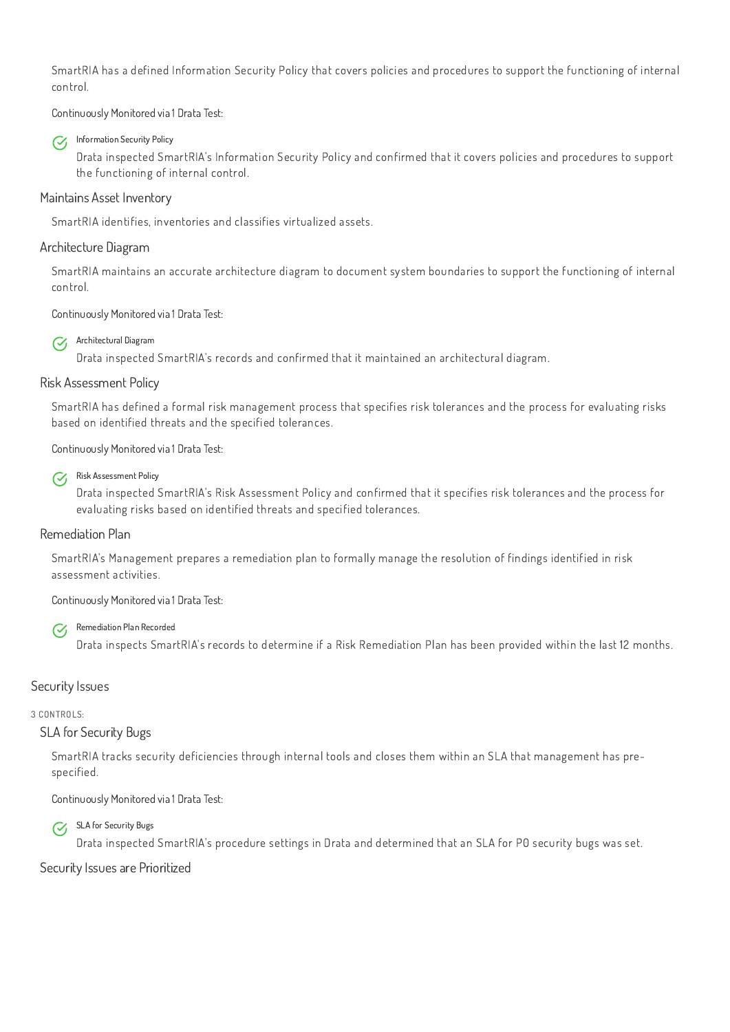SmartRIA has a defined Information Security Policy that covers policies and procedures to support the functioning of internal control.

Continuously Monitored via 1 Drata Test:

- ✓ **Information Security Policy**
  Drata inspected SmartRIA's Information Security Policy and confirmed that it covers policies and procedures to support the functioning of internal control.

### Maintains Asset Inventory

SmartRIA identifies, inventories and classifies virtualized assets.

### Architecture Diagram

SmartRIA maintains an accurate architecture diagram to document system boundaries to support the functioning of internal control.

Continuously Monitored via 1 Drata Test:

- ✓ **Architectural Diagram**
  Drata inspected SmartRIA's records and confirmed that it maintained an architectural diagram.

### Risk Assessment Policy

SmartRIA has defined a formal risk management process that specifies risk tolerances and the process for evaluating risks based on identified threats and the specified tolerances.

Continuously Monitored via 1 Drata Test:

- ✓ **Risk Assessment Policy**
  Drata inspected SmartRIA's Risk Assessment Policy and confirmed that it specifies risk tolerances and the process for evaluating risks based on identified threats and specified tolerances.

### Remediation Plan

SmartRIA's Management prepares a remediation plan to formally manage the resolution of findings identified in risk assessment activities.

Continuously Monitored via 1 Drata Test:

- ✓ **Remediation Plan Recorded**
  Drata inspects SmartRIA's records to determine if a Risk Remediation Plan has been provided within the last 12 months.

## Security Issues

3 CONTROLS:

### SLA for Security Bugs

SmartRIA tracks security deficiencies through internal tools and closes them within an SLA that management has pre-specified.

Continuously Monitored via 1 Drata Test:

- ✓ **SLA for Security Bugs**
  Drata inspected SmartRIA's procedure settings in Drata and determined that an SLA for P0 security bugs was set.

### Security Issues are Prioritized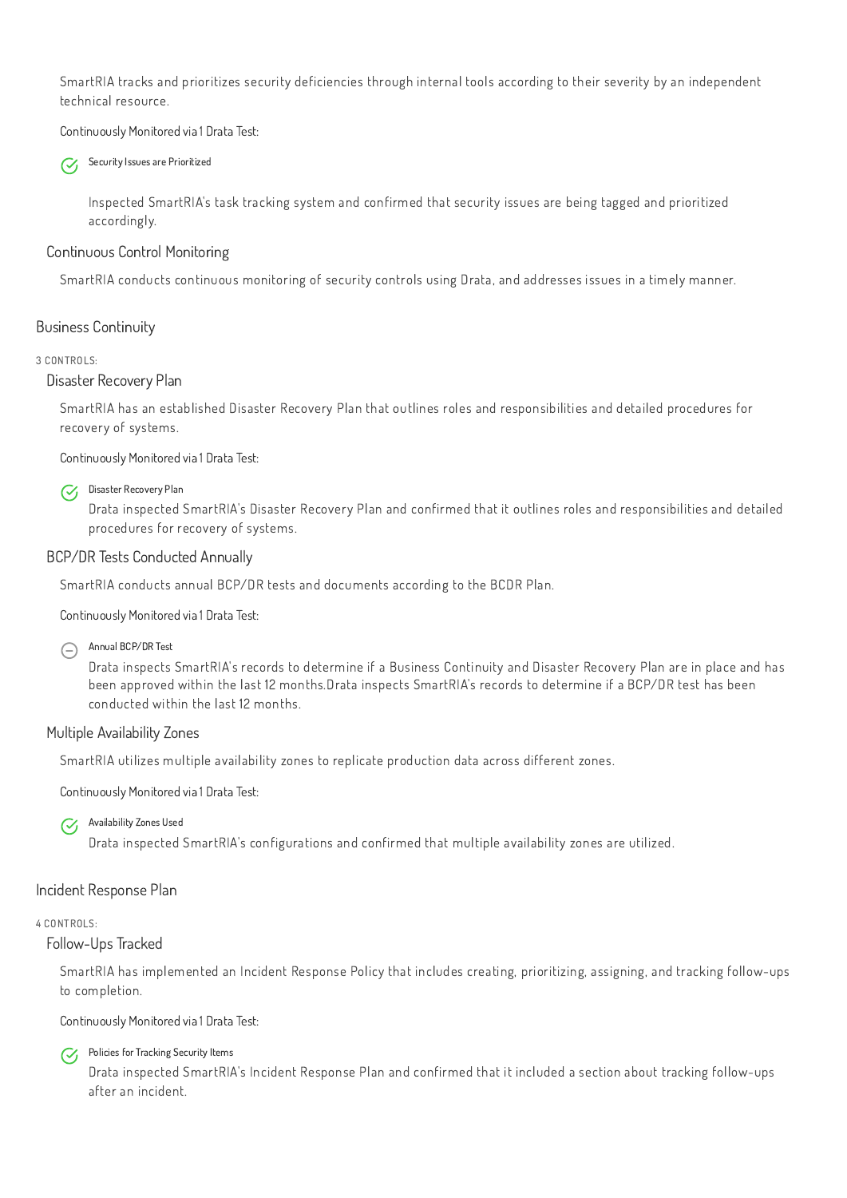SmartRIA tracks and prioritizes security deficiencies through internal tools according to their severity by an independent technical resource.

Continuously Monitored via 1 Drata Test:

- Security Issues are Prioritized

  Inspected SmartRIA's task tracking system and confirmed that security issues are being tagged and prioritized accordingly.

### Continuous Control Monitoring

SmartRIA conducts continuous monitoring of security controls using Drata, and addresses issues in a timely manner.

## Business Continuity

3 CONTROLS:

### Disaster Recovery Plan

SmartRIA has an established Disaster Recovery Plan that outlines roles and responsibilities and detailed procedures for recovery of systems.

Continuously Monitored via 1 Drata Test:

- Disaster Recovery Plan

  Drata inspected SmartRIA's Disaster Recovery Plan and confirmed that it outlines roles and responsibilities and detailed procedures for recovery of systems.

### BCP/DR Tests Conducted Annually

SmartRIA conducts annual BCP/DR tests and documents according to the BCDR Plan.

Continuously Monitored via 1 Drata Test:

- Annual BCP/DR Test

  Drata inspects SmartRIA's records to determine if a Business Continuity and Disaster Recovery Plan are in place and has been approved within the last 12 months.Drata inspects SmartRIA's records to determine if a BCP/DR test has been conducted within the last 12 months.

### Multiple Availability Zones

SmartRIA utilizes multiple availability zones to replicate production data across different zones.

Continuously Monitored via 1 Drata Test:

- Availability Zones Used

  Drata inspected SmartRIA's configurations and confirmed that multiple availability zones are utilized.

## Incident Response Plan

4 CONTROLS:

### Follow-Ups Tracked

SmartRIA has implemented an Incident Response Policy that includes creating, prioritizing, assigning, and tracking follow-ups to completion.

Continuously Monitored via 1 Drata Test:

- Policies for Tracking Security Items

  Drata inspected SmartRIA's Incident Response Plan and confirmed that it included a section about tracking follow-ups after an incident.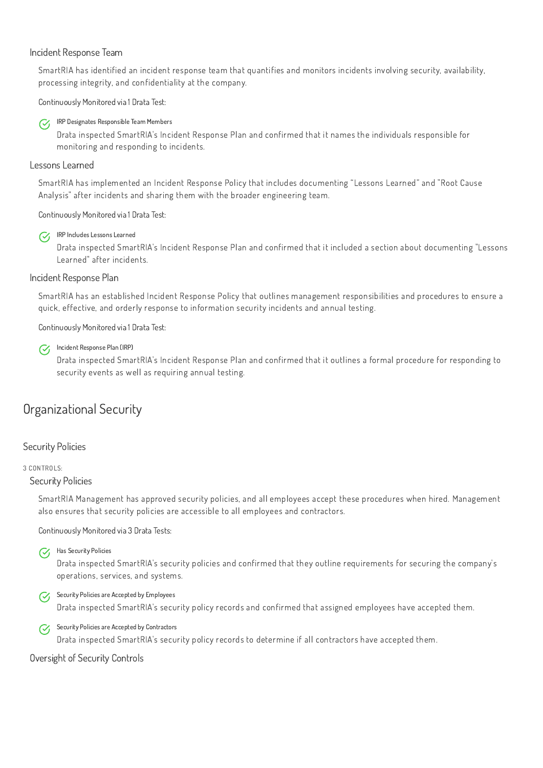#### Incident Response Team

SmartRIA has identified an incident response team that quantifies and monitors incidents involving security, availability, processing integrity, and confidentiality at the company.

Continuously Monitored via 1 Drata Test:

- **IRP Designates Responsible Team Members**
  Drata inspected SmartRIA's Incident Response Plan and confirmed that it names the individuals responsible for monitoring and responding to incidents.

#### Lessons Learned

SmartRIA has implemented an Incident Response Policy that includes documenting "Lessons Learned" and "Root Cause Analysis" after incidents and sharing them with the broader engineering team.

Continuously Monitored via 1 Drata Test:

- **IRP Includes Lessons Learned**
  Drata inspected SmartRIA's Incident Response Plan and confirmed that it included a section about documenting "Lessons Learned" after incidents.

#### Incident Response Plan

SmartRIA has an established Incident Response Policy that outlines management responsibilities and procedures to ensure a quick, effective, and orderly response to information security incidents and annual testing.

Continuously Monitored via 1 Drata Test:

- **Incident Response Plan (IRP)**
  Drata inspected SmartRIA's Incident Response Plan and confirmed that it outlines a formal procedure for responding to security events as well as requiring annual testing.

## Organizational Security

### Security Policies

3 CONTROLS:

#### Security Policies

SmartRIA Management has approved security policies, and all employees accept these procedures when hired. Management also ensures that security policies are accessible to all employees and contractors.

Continuously Monitored via 3 Drata Tests:

- **Has Security Policies**
  Drata inspected SmartRIA's security policies and confirmed that they outline requirements for securing the company's operations, services, and systems.
- **Security Policies are Accepted by Employees**
  Drata inspected SmartRIA's security policy records and confirmed that assigned employees have accepted them.
- **Security Policies are Accepted by Contractors**
  Drata inspected SmartRIA's security policy records to determine if all contractors have accepted them.

#### Oversight of Security Controls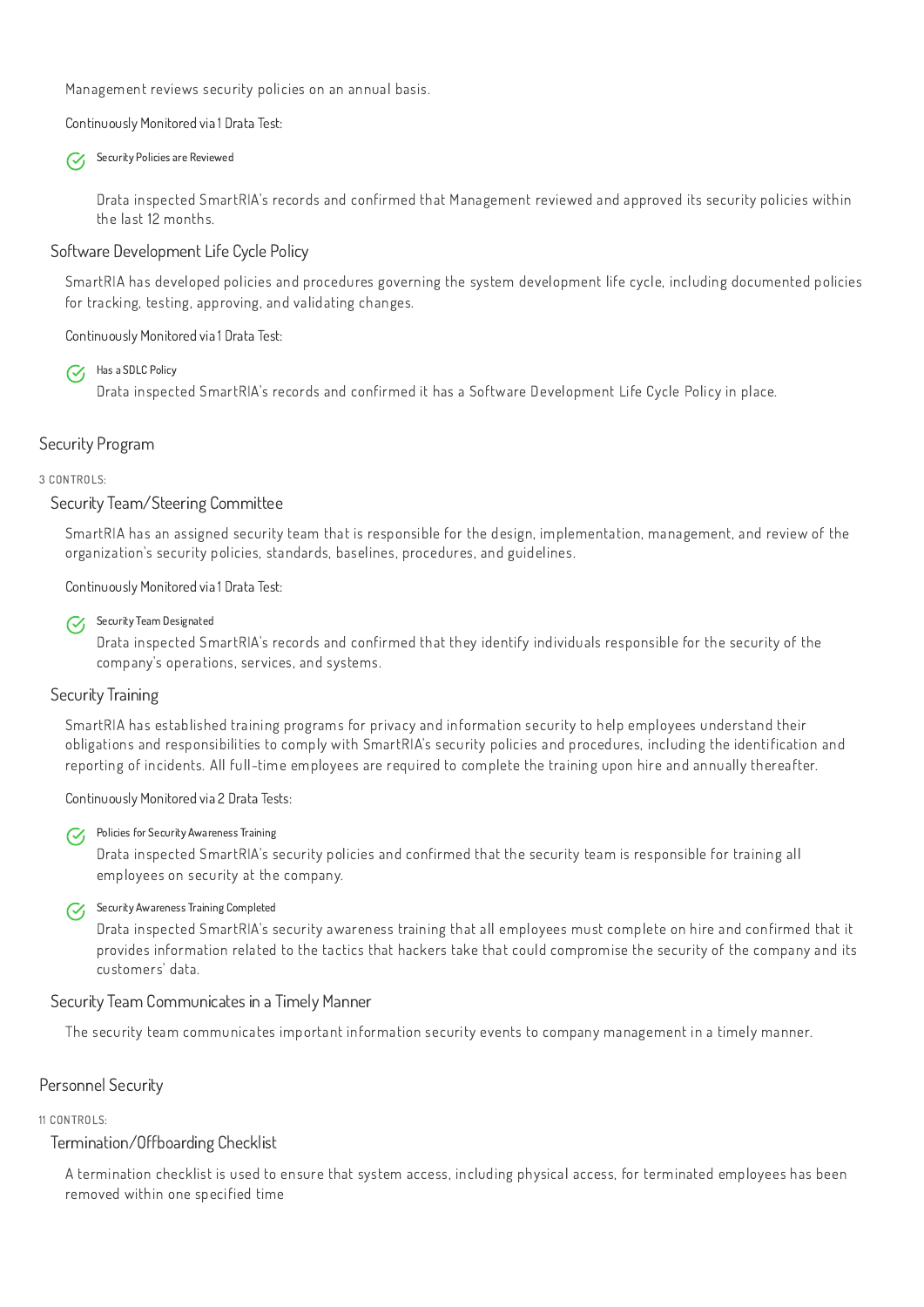Management reviews security policies on an annual basis.

Continuously Monitored via 1 Drata Test:

- Security Policies are Reviewed

  Drata inspected SmartRIA's records and confirmed that Management reviewed and approved its security policies within the last 12 months.

### Software Development Life Cycle Policy

SmartRIA has developed policies and procedures governing the system development life cycle, including documented policies for tracking, testing, approving, and validating changes.

Continuously Monitored via 1 Drata Test:

- Has a SDLC Policy

  Drata inspected SmartRIA's records and confirmed it has a Software Development Life Cycle Policy in place.

## Security Program

3 CONTROLS:

### Security Team/Steering Committee

SmartRIA has an assigned security team that is responsible for the design, implementation, management, and review of the organization's security policies, standards, baselines, procedures, and guidelines.

Continuously Monitored via 1 Drata Test:

- Security Team Designated

  Drata inspected SmartRIA's records and confirmed that they identify individuals responsible for the security of the company's operations, services, and systems.

### Security Training

SmartRIA has established training programs for privacy and information security to help employees understand their obligations and responsibilities to comply with SmartRIA's security policies and procedures, including the identification and reporting of incidents. All full-time employees are required to complete the training upon hire and annually thereafter.

Continuously Monitored via 2 Drata Tests:

- Policies for Security Awareness Training

  Drata inspected SmartRIA's security policies and confirmed that the security team is responsible for training all employees on security at the company.

- Security Awareness Training Completed

  Drata inspected SmartRIA's security awareness training that all employees must complete on hire and confirmed that it provides information related to the tactics that hackers take that could compromise the security of the company and its customers' data.

### Security Team Communicates in a Timely Manner

The security team communicates important information security events to company management in a timely manner.

## Personnel Security

11 CONTROLS:

### Termination/Offboarding Checklist

A termination checklist is used to ensure that system access, including physical access, for terminated employees has been removed within one specified time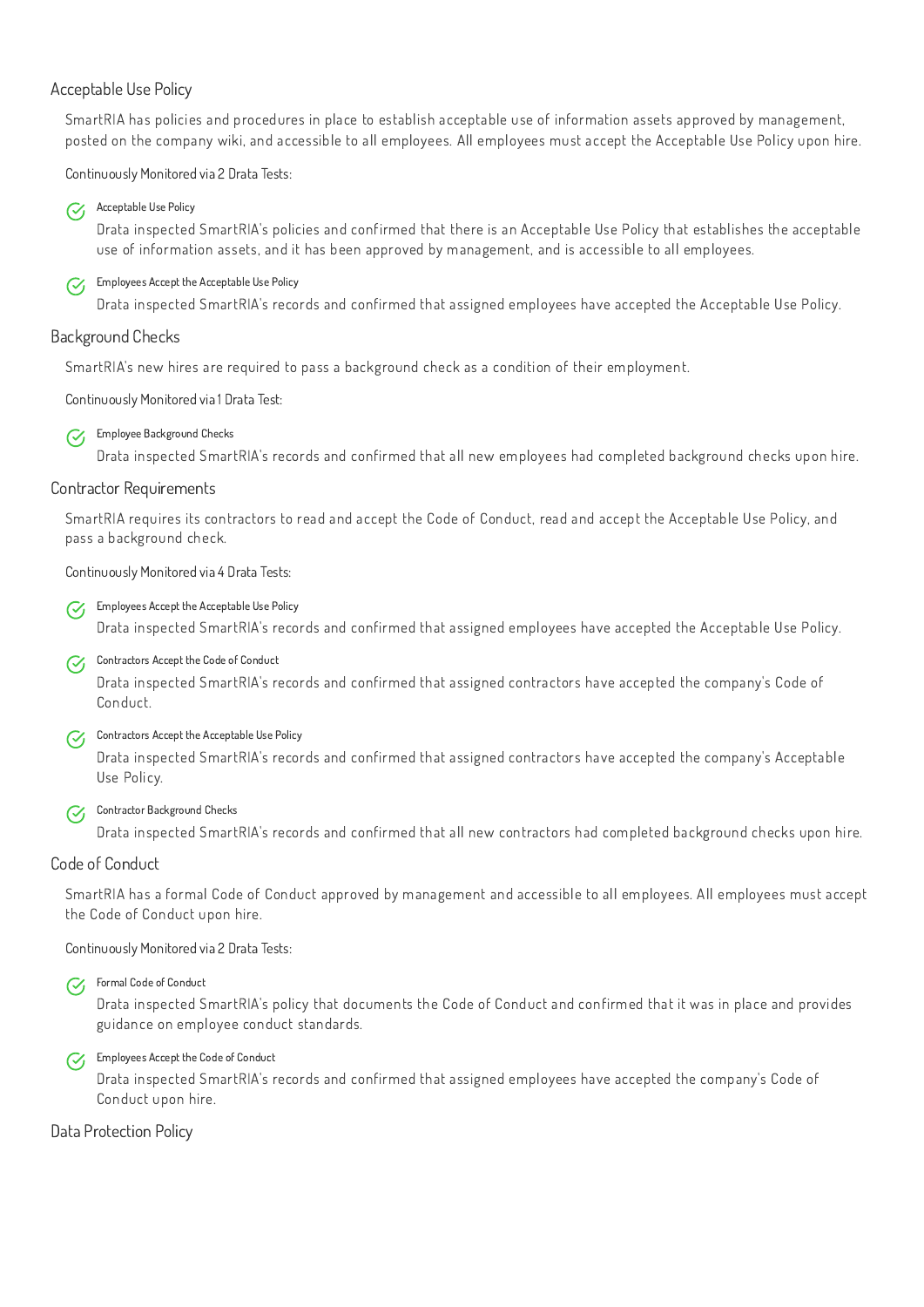## Acceptable Use Policy

SmartRIA has policies and procedures in place to establish acceptable use of information assets approved by management, posted on the company wiki, and accessible to all employees. All employees must accept the Acceptable Use Policy upon hire.

Continuously Monitored via 2 Drata Tests:

- **Acceptable Use Policy**
  Drata inspected SmartRIA's policies and confirmed that there is an Acceptable Use Policy that establishes the acceptable use of information assets, and it has been approved by management, and is accessible to all employees.

- **Employees Accept the Acceptable Use Policy**
  Drata inspected SmartRIA's records and confirmed that assigned employees have accepted the Acceptable Use Policy.

## Background Checks

SmartRIA's new hires are required to pass a background check as a condition of their employment.

Continuously Monitored via 1 Drata Test:

- **Employee Background Checks**
  Drata inspected SmartRIA's records and confirmed that all new employees had completed background checks upon hire.

## Contractor Requirements

SmartRIA requires its contractors to read and accept the Code of Conduct, read and accept the Acceptable Use Policy, and pass a background check.

Continuously Monitored via 4 Drata Tests:

- **Employees Accept the Acceptable Use Policy**
  Drata inspected SmartRIA's records and confirmed that assigned employees have accepted the Acceptable Use Policy.

- **Contractors Accept the Code of Conduct**
  Drata inspected SmartRIA's records and confirmed that assigned contractors have accepted the company's Code of Conduct.

- **Contractors Accept the Acceptable Use Policy**
  Drata inspected SmartRIA's records and confirmed that assigned contractors have accepted the company's Acceptable Use Policy.

- **Contractor Background Checks**
  Drata inspected SmartRIA's records and confirmed that all new contractors had completed background checks upon hire.

## Code of Conduct

SmartRIA has a formal Code of Conduct approved by management and accessible to all employees. All employees must accept the Code of Conduct upon hire.

Continuously Monitored via 2 Drata Tests:

- **Formal Code of Conduct**
  Drata inspected SmartRIA's policy that documents the Code of Conduct and confirmed that it was in place and provides guidance on employee conduct standards.

- **Employees Accept the Code of Conduct**
  Drata inspected SmartRIA's records and confirmed that assigned employees have accepted the company's Code of Conduct upon hire.

## Data Protection Policy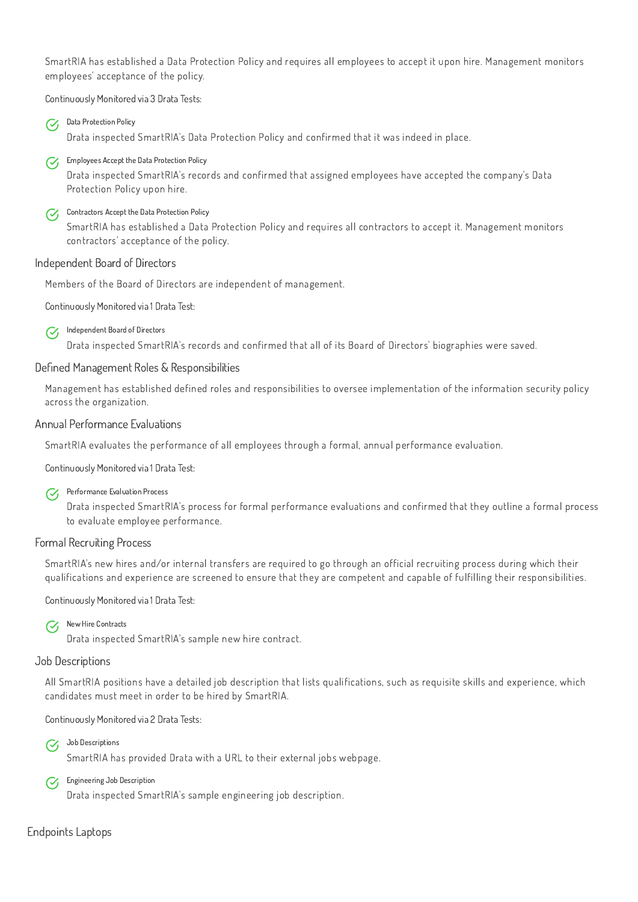SmartRIA has established a Data Protection Policy and requires all employees to accept it upon hire. Management monitors employees' acceptance of the policy.

Continuously Monitored via 3 Drata Tests:

- **Data Protection Policy**
  Drata inspected SmartRIA's Data Protection Policy and confirmed that it was indeed in place.
- **Employees Accept the Data Protection Policy**
  Drata inspected SmartRIA's records and confirmed that assigned employees have accepted the company's Data Protection Policy upon hire.
- **Contractors Accept the Data Protection Policy**
  SmartRIA has established a Data Protection Policy and requires all contractors to accept it. Management monitors contractors' acceptance of the policy.

### Independent Board of Directors

Members of the Board of Directors are independent of management.

Continuously Monitored via 1 Drata Test:

- **Independent Board of Directors**
  Drata inspected SmartRIA's records and confirmed that all of its Board of Directors' biographies were saved.

### Defined Management Roles & Responsibilities

Management has established defined roles and responsibilities to oversee implementation of the information security policy across the organization.

### Annual Performance Evaluations

SmartRIA evaluates the performance of all employees through a formal, annual performance evaluation.

Continuously Monitored via 1 Drata Test:

- **Performance Evaluation Process**
  Drata inspected SmartRIA's process for formal performance evaluations and confirmed that they outline a formal process to evaluate employee performance.

### Formal Recruiting Process

SmartRIA's new hires and/or internal transfers are required to go through an official recruiting process during which their qualifications and experience are screened to ensure that they are competent and capable of fulfilling their responsibilities.

Continuously Monitored via 1 Drata Test:

- **New Hire Contracts**
  Drata inspected SmartRIA's sample new hire contract.

### Job Descriptions

All SmartRIA positions have a detailed job description that lists qualifications, such as requisite skills and experience, which candidates must meet in order to be hired by SmartRIA.

Continuously Monitored via 2 Drata Tests:

- **Job Descriptions**
  SmartRIA has provided Drata with a URL to their external jobs webpage.
- **Engineering Job Description**
  Drata inspected SmartRIA's sample engineering job description.

## Endpoints Laptops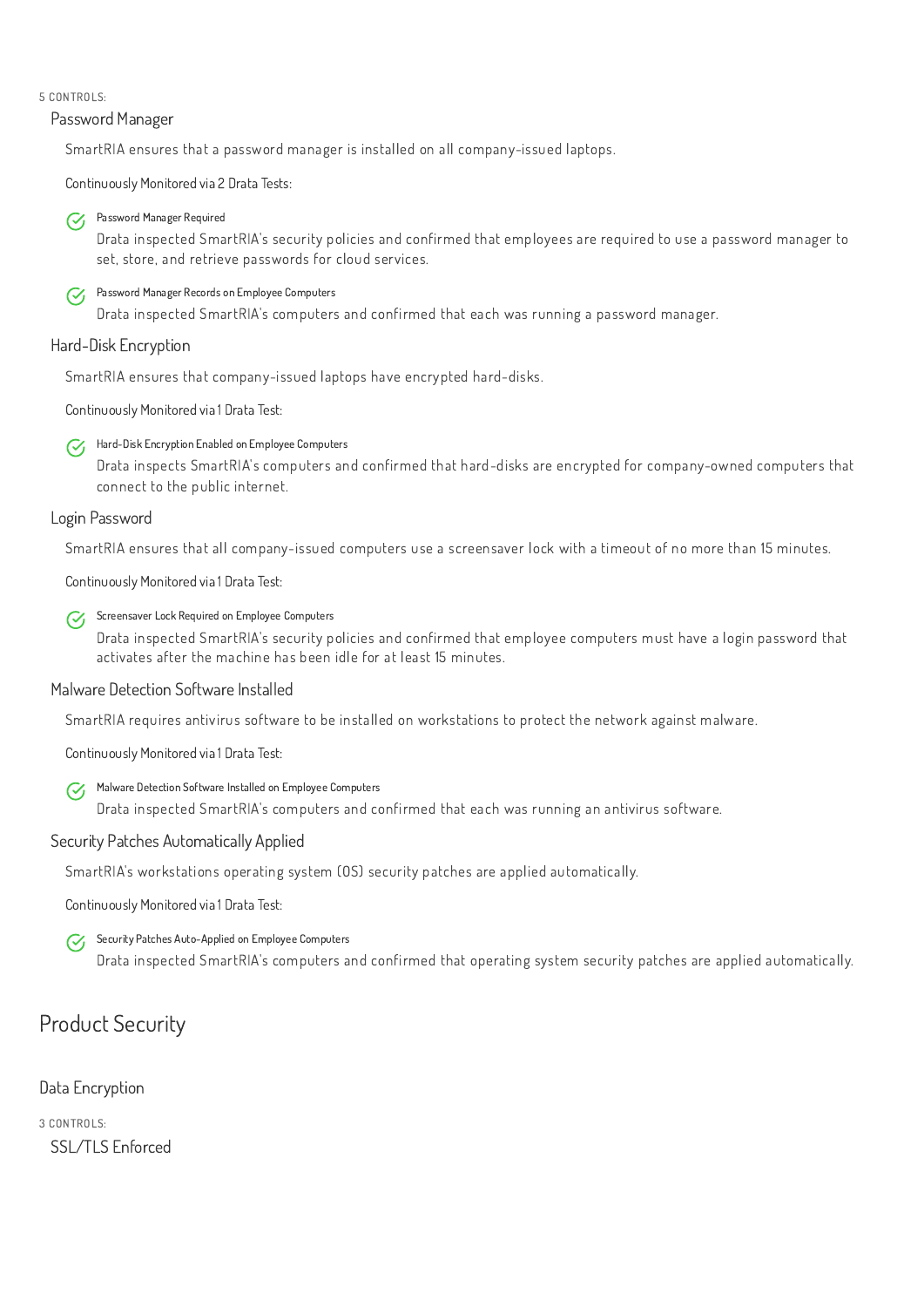5 CONTROLS:

### Password Manager

SmartRIA ensures that a password manager is installed on all company-issued laptops.

Continuously Monitored via 2 Drata Tests:

- **Password Manager Required**
  Drata inspected SmartRIA's security policies and confirmed that employees are required to use a password manager to set, store, and retrieve passwords for cloud services.

- **Password Manager Records on Employee Computers**
  Drata inspected SmartRIA's computers and confirmed that each was running a password manager.

### Hard-Disk Encryption

SmartRIA ensures that company-issued laptops have encrypted hard-disks.

Continuously Monitored via 1 Drata Test:

- **Hard-Disk Encryption Enabled on Employee Computers**
  Drata inspects SmartRIA's computers and confirmed that hard-disks are encrypted for company-owned computers that connect to the public internet.

### Login Password

SmartRIA ensures that all company-issued computers use a screensaver lock with a timeout of no more than 15 minutes.

Continuously Monitored via 1 Drata Test:

- **Screensaver Lock Required on Employee Computers**
  Drata inspected SmartRIA's security policies and confirmed that employee computers must have a login password that activates after the machine has been idle for at least 15 minutes.

### Malware Detection Software Installed

SmartRIA requires antivirus software to be installed on workstations to protect the network against malware.

Continuously Monitored via 1 Drata Test:

- **Malware Detection Software Installed on Employee Computers**
  Drata inspected SmartRIA's computers and confirmed that each was running an antivirus software.

### Security Patches Automatically Applied

SmartRIA's workstations operating system (OS) security patches are applied automatically.

Continuously Monitored via 1 Drata Test:

- **Security Patches Auto-Applied on Employee Computers**
  Drata inspected SmartRIA's computers and confirmed that operating system security patches are applied automatically.

# Product Security

## Data Encryption

3 CONTROLS:

### SSL/TLS Enforced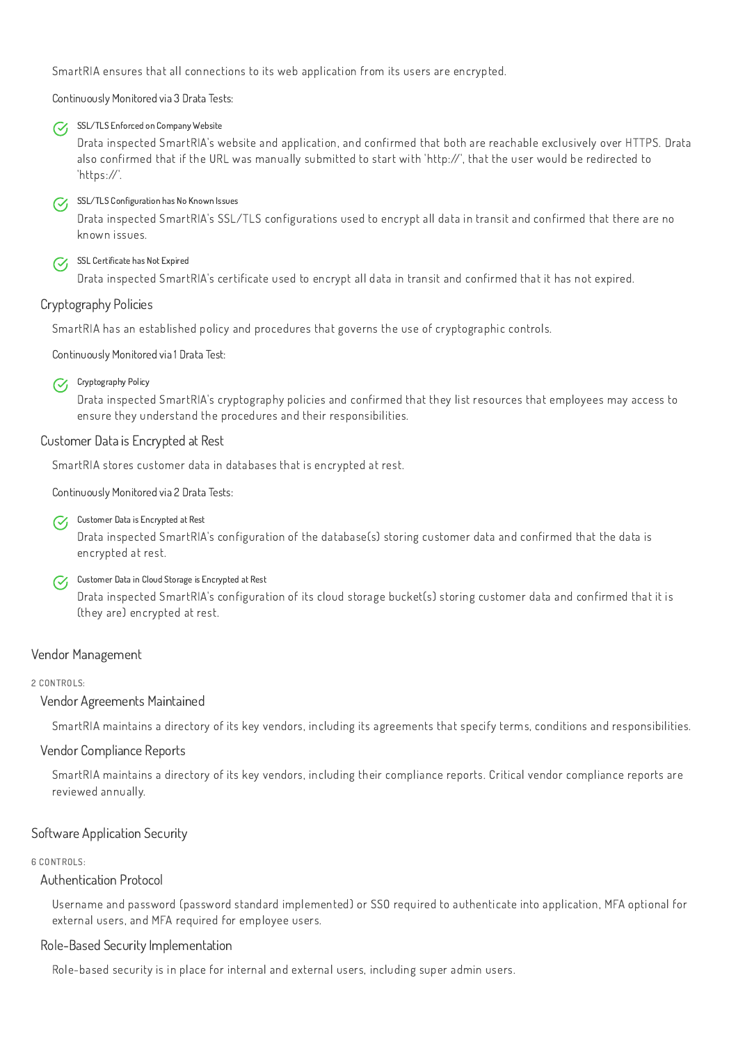SmartRIA ensures that all connections to its web application from its users are encrypted.

Continuously Monitored via 3 Drata Tests:

- **SSL/TLS Enforced on Company Website**
  Drata inspected SmartRIA's website and application, and confirmed that both are reachable exclusively over HTTPS. Drata also confirmed that if the URL was manually submitted to start with 'http://', that the user would be redirected to 'https://'.

- **SSL/TLS Configuration has No Known Issues**
  Drata inspected SmartRIA's SSL/TLS configurations used to encrypt all data in transit and confirmed that there are no known issues.

- **SSL Certificate has Not Expired**
  Drata inspected SmartRIA's certificate used to encrypt all data in transit and confirmed that it has not expired.

### Cryptography Policies

SmartRIA has an established policy and procedures that governs the use of cryptographic controls.

Continuously Monitored via 1 Drata Test:

- **Cryptography Policy**
  Drata inspected SmartRIA's cryptography policies and confirmed that they list resources that employees may access to ensure they understand the procedures and their responsibilities.

### Customer Data is Encrypted at Rest

SmartRIA stores customer data in databases that is encrypted at rest.

Continuously Monitored via 2 Drata Tests:

- **Customer Data is Encrypted at Rest**
  Drata inspected SmartRIA's configuration of the database(s) storing customer data and confirmed that the data is encrypted at rest.

- **Customer Data in Cloud Storage is Encrypted at Rest**
  Drata inspected SmartRIA's configuration of its cloud storage bucket(s) storing customer data and confirmed that it is (they are) encrypted at rest.

## Vendor Management

2 CONTROLS:

### Vendor Agreements Maintained

SmartRIA maintains a directory of its key vendors, including its agreements that specify terms, conditions and responsibilities.

### Vendor Compliance Reports

SmartRIA maintains a directory of its key vendors, including their compliance reports. Critical vendor compliance reports are reviewed annually.

## Software Application Security

6 CONTROLS:

### Authentication Protocol

Username and password (password standard implemented) or SSO required to authenticate into application, MFA optional for external users, and MFA required for employee users.

### Role-Based Security Implementation

Role-based security is in place for internal and external users, including super admin users.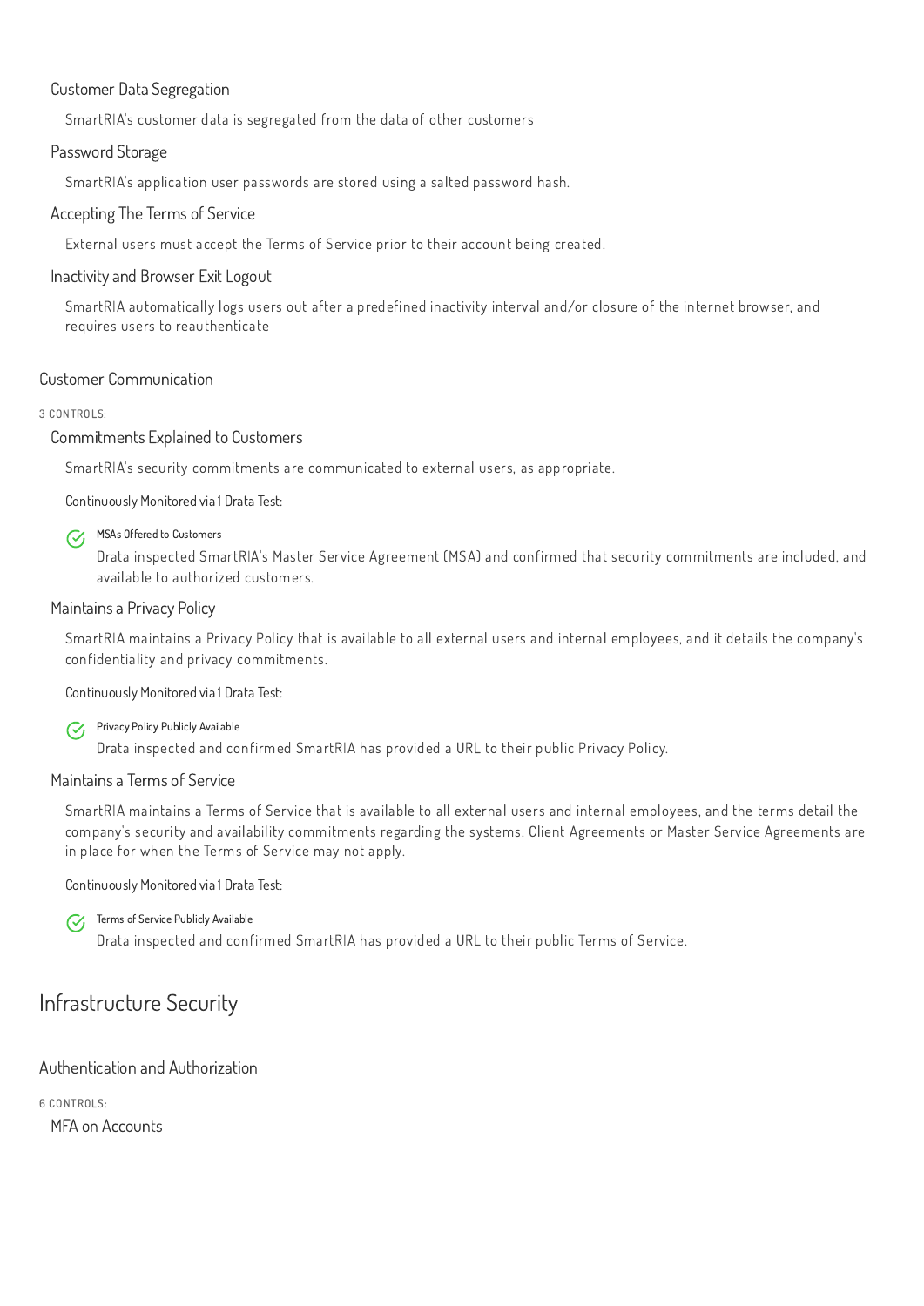#### Customer Data Segregation

SmartRIA's customer data is segregated from the data of other customers

#### Password Storage

SmartRIA's application user passwords are stored using a salted password hash.

#### Accepting The Terms of Service

External users must accept the Terms of Service prior to their account being created.

#### Inactivity and Browser Exit Logout

SmartRIA automatically logs users out after a predefined inactivity interval and/or closure of the internet browser, and requires users to reauthenticate

### Customer Communication

3 CONTROLS:

#### Commitments Explained to Customers

SmartRIA's security commitments are communicated to external users, as appropriate.

Continuously Monitored via 1 Drata Test:

- **MSAs Offered to Customers**

  Drata inspected SmartRIA's Master Service Agreement (MSA) and confirmed that security commitments are included, and available to authorized customers.

#### Maintains a Privacy Policy

SmartRIA maintains a Privacy Policy that is available to all external users and internal employees, and it details the company's confidentiality and privacy commitments.

Continuously Monitored via 1 Drata Test:

- **Privacy Policy Publicly Available**

  Drata inspected and confirmed SmartRIA has provided a URL to their public Privacy Policy.

#### Maintains a Terms of Service

SmartRIA maintains a Terms of Service that is available to all external users and internal employees, and the terms detail the company's security and availability commitments regarding the systems. Client Agreements or Master Service Agreements are in place for when the Terms of Service may not apply.

Continuously Monitored via 1 Drata Test:

- **Terms of Service Publicly Available**

  Drata inspected and confirmed SmartRIA has provided a URL to their public Terms of Service.

## Infrastructure Security

### Authentication and Authorization

6 CONTROLS:

#### MFA on Accounts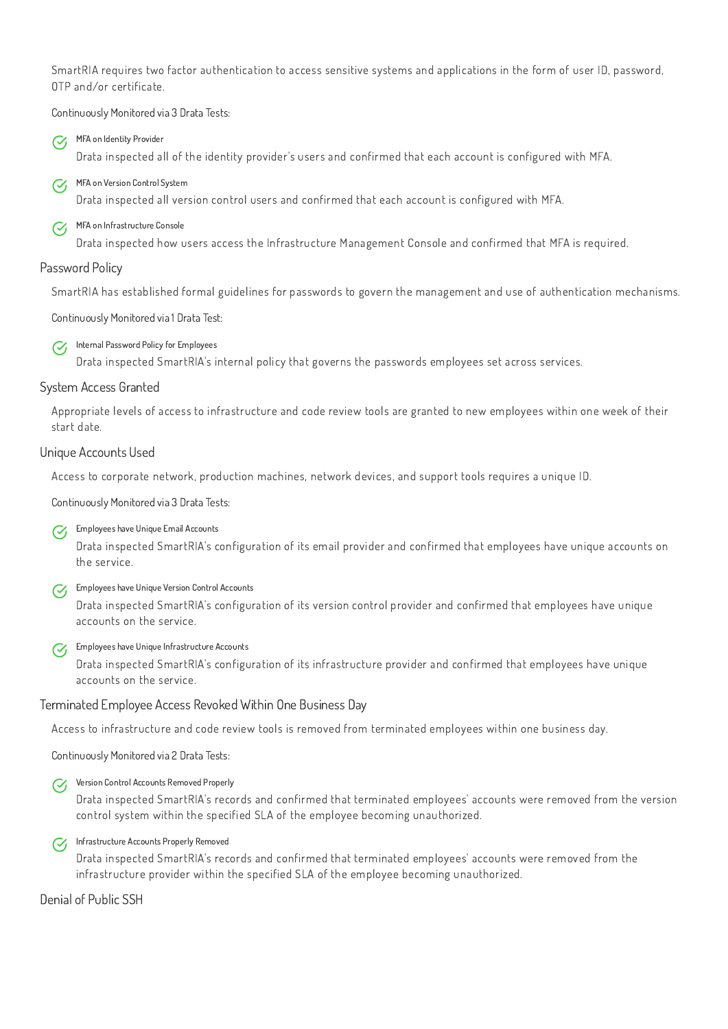SmartRIA requires two factor authentication to access sensitive systems and applications in the form of user ID, password, OTP and/or certificate.

Continuously Monitored via 3 Drata Tests:

- **MFA on Identity Provider**
  Drata inspected all of the identity provider's users and confirmed that each account is configured with MFA.
- **MFA on Version Control System**
  Drata inspected all version control users and confirmed that each account is configured with MFA.
- **MFA on Infrastructure Console**
  Drata inspected how users access the Infrastructure Management Console and confirmed that MFA is required.

### Password Policy

SmartRIA has established formal guidelines for passwords to govern the management and use of authentication mechanisms.

Continuously Monitored via 1 Drata Test:

- **Internal Password Policy for Employees**
  Drata inspected SmartRIA's internal policy that governs the passwords employees set across services.

### System Access Granted

Appropriate levels of access to infrastructure and code review tools are granted to new employees within one week of their start date.

### Unique Accounts Used

Access to corporate network, production machines, network devices, and support tools requires a unique ID.

Continuously Monitored via 3 Drata Tests:

- **Employees have Unique Email Accounts**
  Drata inspected SmartRIA's configuration of its email provider and confirmed that employees have unique accounts on the service.
- **Employees have Unique Version Control Accounts**
  Drata inspected SmartRIA's configuration of its version control provider and confirmed that employees have unique accounts on the service.
- **Employees have Unique Infrastructure Accounts**
  Drata inspected SmartRIA's configuration of its infrastructure provider and confirmed that employees have unique accounts on the service.

### Terminated Employee Access Revoked Within One Business Day

Access to infrastructure and code review tools is removed from terminated employees within one business day.

Continuously Monitored via 2 Drata Tests:

- **Version Control Accounts Removed Properly**
  Drata inspected SmartRIA's records and confirmed that terminated employees' accounts were removed from the version control system within the specified SLA of the employee becoming unauthorized.
- **Infrastructure Accounts Properly Removed**
  Drata inspected SmartRIA's records and confirmed that terminated employees' accounts were removed from the infrastructure provider within the specified SLA of the employee becoming unauthorized.

### Denial of Public SSH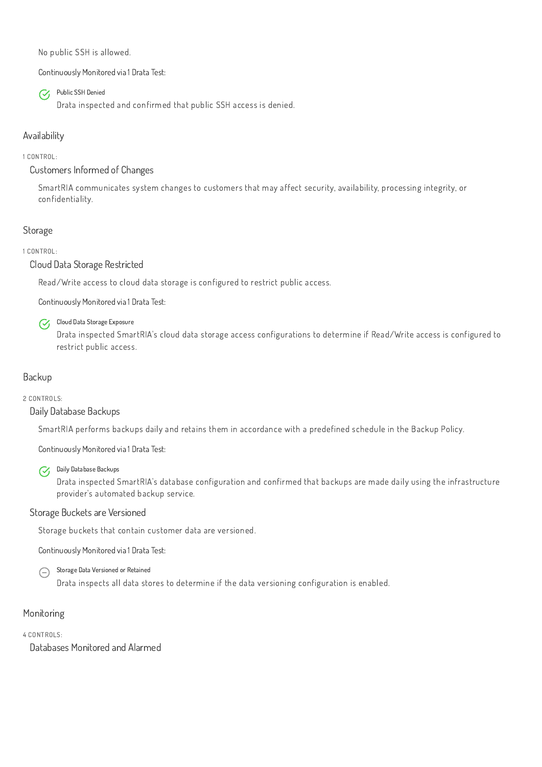No public SSH is allowed.

Continuously Monitored via 1 Drata Test:

- ✓ Public SSH Denied
  Drata inspected and confirmed that public SSH access is denied.

## Availability

1 CONTROL:

### Customers Informed of Changes

SmartRIA communicates system changes to customers that may affect security, availability, processing integrity, or confidentiality.

## Storage

1 CONTROL:

### Cloud Data Storage Restricted

Read/Write access to cloud data storage is configured to restrict public access.

Continuously Monitored via 1 Drata Test:

- ✓ Cloud Data Storage Exposure
  Drata inspected SmartRIA's cloud data storage access configurations to determine if Read/Write access is configured to restrict public access.

## Backup

2 CONTROLS:

### Daily Database Backups

SmartRIA performs backups daily and retains them in accordance with a predefined schedule in the Backup Policy.

Continuously Monitored via 1 Drata Test:

- ✓ Daily Database Backups
  Drata inspected SmartRIA's database configuration and confirmed that backups are made daily using the infrastructure provider's automated backup service.

### Storage Buckets are Versioned

Storage buckets that contain customer data are versioned.

Continuously Monitored via 1 Drata Test:

- ⊖ Storage Data Versioned or Retained
  Drata inspects all data stores to determine if the data versioning configuration is enabled.

## Monitoring

4 CONTROLS:

### Databases Monitored and Alarmed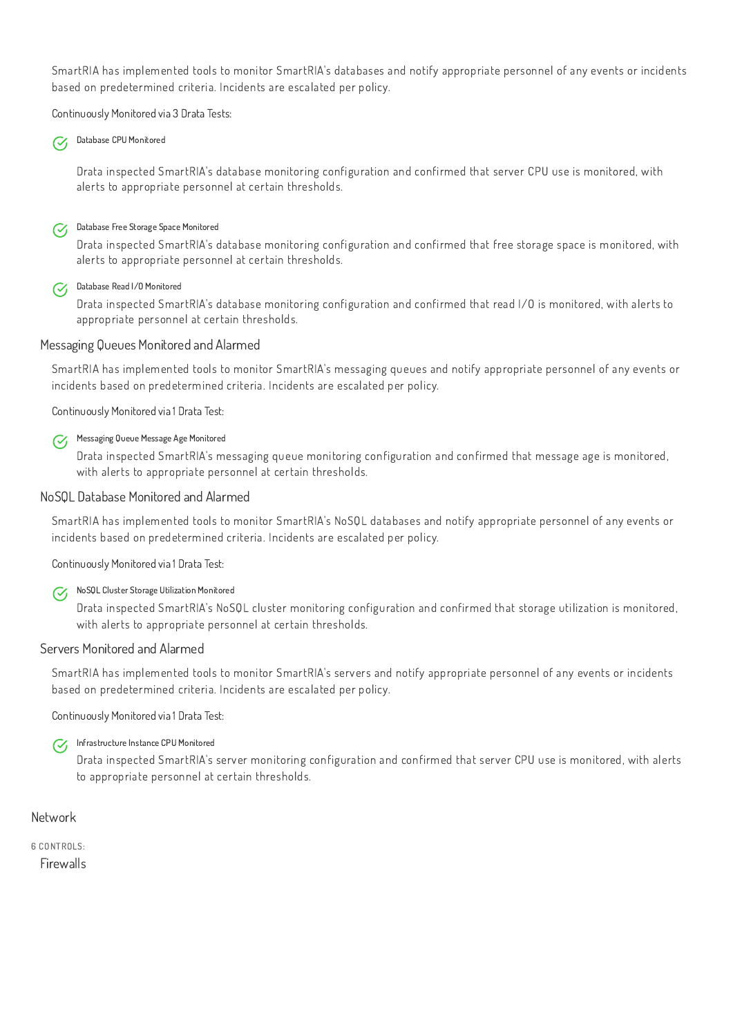SmartRIA has implemented tools to monitor SmartRIA's databases and notify appropriate personnel of any events or incidents based on predetermined criteria. Incidents are escalated per policy.

Continuously Monitored via 3 Drata Tests:

- **Database CPU Monitored**

  Drata inspected SmartRIA's database monitoring configuration and confirmed that server CPU use is monitored, with alerts to appropriate personnel at certain thresholds.

- **Database Free Storage Space Monitored**

  Drata inspected SmartRIA's database monitoring configuration and confirmed that free storage space is monitored, with alerts to appropriate personnel at certain thresholds.

- **Database Read I/O Monitored**

  Drata inspected SmartRIA's database monitoring configuration and confirmed that read I/O is monitored, with alerts to appropriate personnel at certain thresholds.

### Messaging Queues Monitored and Alarmed

SmartRIA has implemented tools to monitor SmartRIA's messaging queues and notify appropriate personnel of any events or incidents based on predetermined criteria. Incidents are escalated per policy.

Continuously Monitored via 1 Drata Test:

- **Messaging Queue Message Age Monitored**

  Drata inspected SmartRIA's messaging queue monitoring configuration and confirmed that message age is monitored, with alerts to appropriate personnel at certain thresholds.

### NoSQL Database Monitored and Alarmed

SmartRIA has implemented tools to monitor SmartRIA's NoSQL databases and notify appropriate personnel of any events or incidents based on predetermined criteria. Incidents are escalated per policy.

Continuously Monitored via 1 Drata Test:

- **NoSQL Cluster Storage Utilization Monitored**

  Drata inspected SmartRIA's NoSQL cluster monitoring configuration and confirmed that storage utilization is monitored, with alerts to appropriate personnel at certain thresholds.

### Servers Monitored and Alarmed

SmartRIA has implemented tools to monitor SmartRIA's servers and notify appropriate personnel of any events or incidents based on predetermined criteria. Incidents are escalated per policy.

Continuously Monitored via 1 Drata Test:

- **Infrastructure Instance CPU Monitored**

  Drata inspected SmartRIA's server monitoring configuration and confirmed that server CPU use is monitored, with alerts to appropriate personnel at certain thresholds.

## Network

6 CONTROLS:

### Firewalls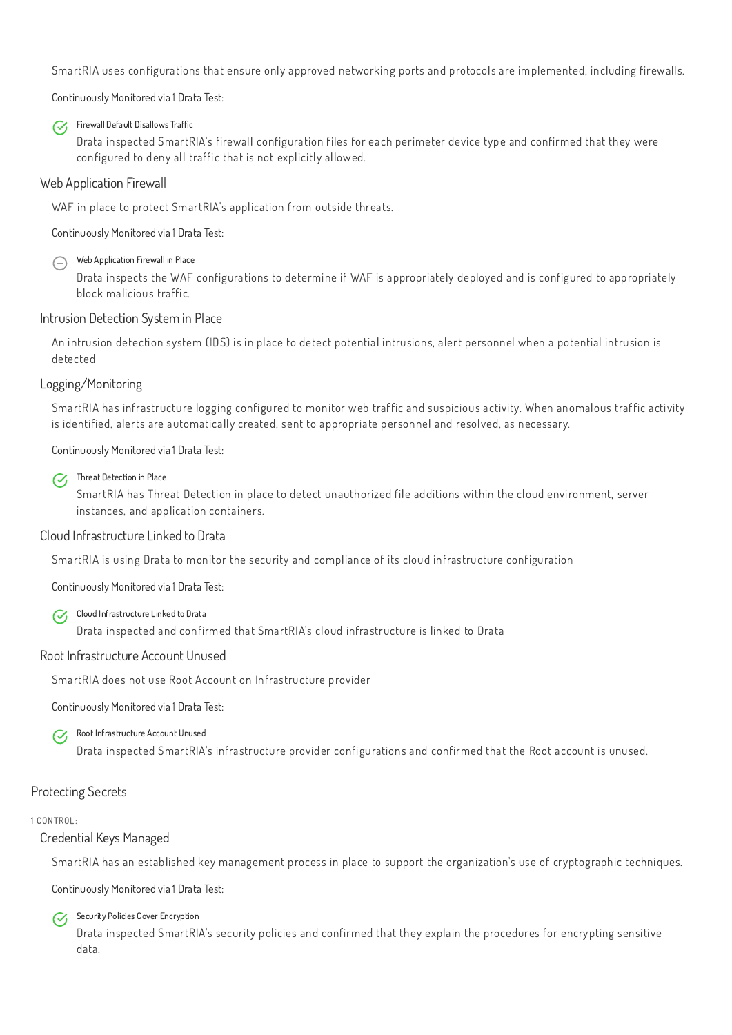SmartRIA uses configurations that ensure only approved networking ports and protocols are implemented, including firewalls.

Continuously Monitored via 1 Drata Test:

- Firewall Default Disallows Traffic

  Drata inspected SmartRIA's firewall configuration files for each perimeter device type and confirmed that they were configured to deny all traffic that is not explicitly allowed.

### Web Application Firewall

WAF in place to protect SmartRIA's application from outside threats.

Continuously Monitored via 1 Drata Test:

- Web Application Firewall in Place

  Drata inspects the WAF configurations to determine if WAF is appropriately deployed and is configured to appropriately block malicious traffic.

### Intrusion Detection System in Place

An intrusion detection system (IDS) is in place to detect potential intrusions, alert personnel when a potential intrusion is detected

### Logging/Monitoring

SmartRIA has infrastructure logging configured to monitor web traffic and suspicious activity. When anomalous traffic activity is identified, alerts are automatically created, sent to appropriate personnel and resolved, as necessary.

Continuously Monitored via 1 Drata Test:

- Threat Detection in Place

  SmartRIA has Threat Detection in place to detect unauthorized file additions within the cloud environment, server instances, and application containers.

### Cloud Infrastructure Linked to Drata

SmartRIA is using Drata to monitor the security and compliance of its cloud infrastructure configuration

Continuously Monitored via 1 Drata Test:

- Cloud Infrastructure Linked to Drata

  Drata inspected and confirmed that SmartRIA's cloud infrastructure is linked to Drata

### Root Infrastructure Account Unused

SmartRIA does not use Root Account on Infrastructure provider

Continuously Monitored via 1 Drata Test:

- Root Infrastructure Account Unused

  Drata inspected SmartRIA's infrastructure provider configurations and confirmed that the Root account is unused.

## Protecting Secrets

1 CONTROL:

### Credential Keys Managed

SmartRIA has an established key management process in place to support the organization's use of cryptographic techniques.

Continuously Monitored via 1 Drata Test:

- Security Policies Cover Encryption

  Drata inspected SmartRIA's security policies and confirmed that they explain the procedures for encrypting sensitive data.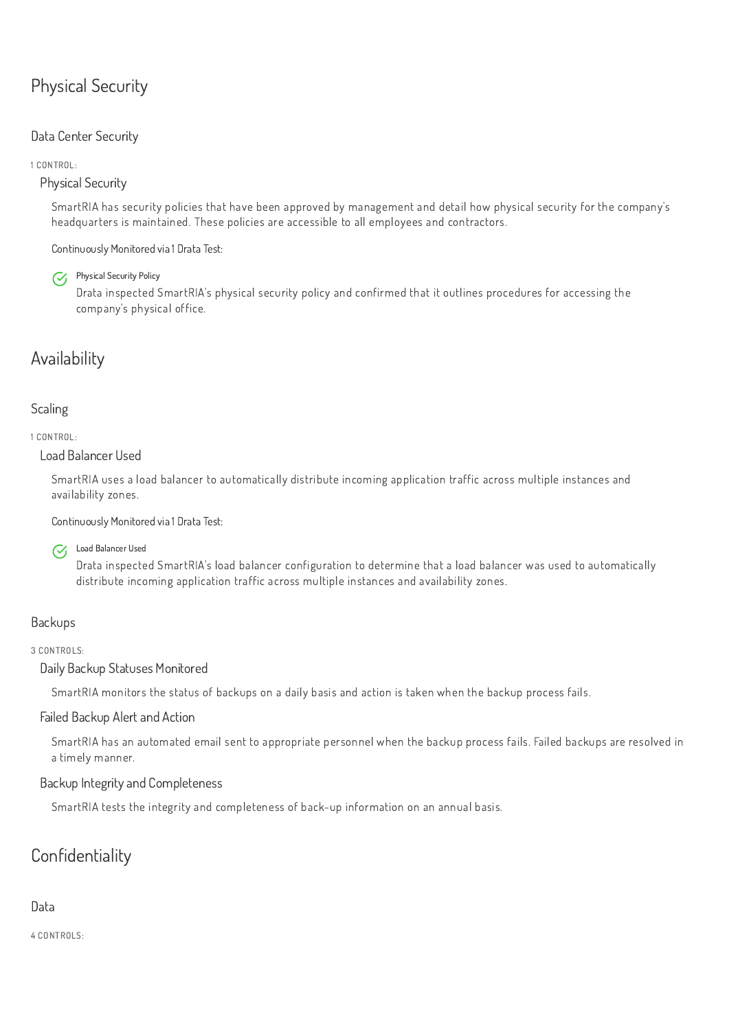# Physical Security

## Data Center Security

1 CONTROL:

### Physical Security

SmartRIA has security policies that have been approved by management and detail how physical security for the company's headquarters is maintained. These policies are accessible to all employees and contractors.

Continuously Monitored via 1 Drata Test:

- **Physical Security Policy**
  Drata inspected SmartRIA's physical security policy and confirmed that it outlines procedures for accessing the company's physical office.

# Availability

## Scaling

1 CONTROL:

### Load Balancer Used

SmartRIA uses a load balancer to automatically distribute incoming application traffic across multiple instances and availability zones.

Continuously Monitored via 1 Drata Test:

- **Load Balancer Used**
  Drata inspected SmartRIA's load balancer configuration to determine that a load balancer was used to automatically distribute incoming application traffic across multiple instances and availability zones.

## Backups

3 CONTROLS:

### Daily Backup Statuses Monitored

SmartRIA monitors the status of backups on a daily basis and action is taken when the backup process fails.

### Failed Backup Alert and Action

SmartRIA has an automated email sent to appropriate personnel when the backup process fails. Failed backups are resolved in a timely manner.

### Backup Integrity and Completeness

SmartRIA tests the integrity and completeness of back-up information on an annual basis.

# Confidentiality

## Data

4 CONTROLS: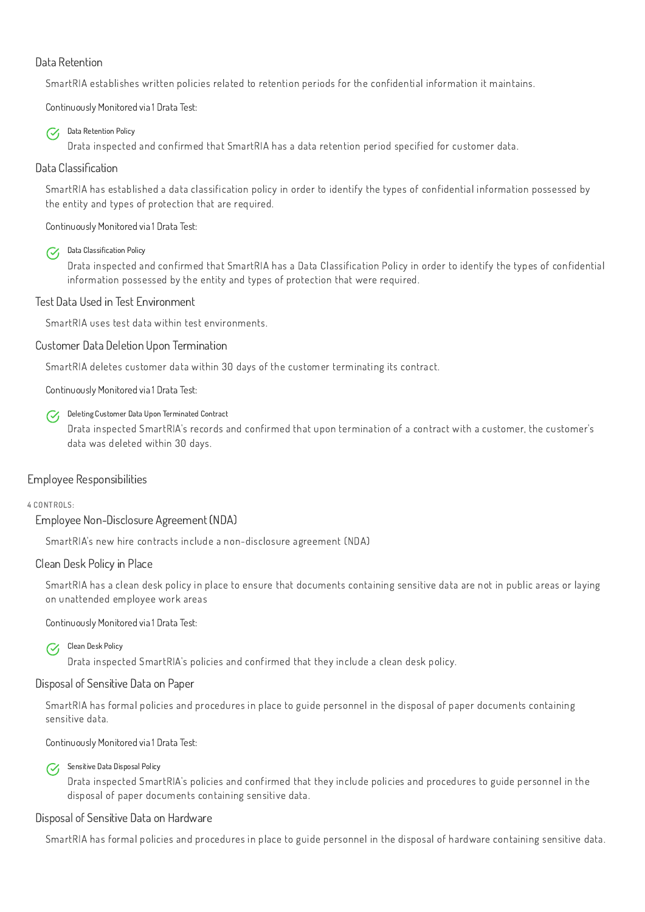### Data Retention

SmartRIA establishes written policies related to retention periods for the confidential information it maintains.

Continuously Monitored via 1 Drata Test:

- **Data Retention Policy**
  Drata inspected and confirmed that SmartRIA has a data retention period specified for customer data.

### Data Classification

SmartRIA has established a data classification policy in order to identify the types of confidential information possessed by the entity and types of protection that are required.

Continuously Monitored via 1 Drata Test:

- **Data Classification Policy**
  Drata inspected and confirmed that SmartRIA has a Data Classification Policy in order to identify the types of confidential information possessed by the entity and types of protection that were required.

### Test Data Used in Test Environment

SmartRIA uses test data within test environments.

### Customer Data Deletion Upon Termination

SmartRIA deletes customer data within 30 days of the customer terminating its contract.

Continuously Monitored via 1 Drata Test:

- **Deleting Customer Data Upon Terminated Contract**
  Drata inspected SmartRIA's records and confirmed that upon termination of a contract with a customer, the customer's data was deleted within 30 days.

## Employee Responsibilities

4 CONTROLS:

### Employee Non-Disclosure Agreement (NDA)

SmartRIA's new hire contracts include a non-disclosure agreement (NDA)

### Clean Desk Policy in Place

SmartRIA has a clean desk policy in place to ensure that documents containing sensitive data are not in public areas or laying on unattended employee work areas

Continuously Monitored via 1 Drata Test:

- **Clean Desk Policy**
  Drata inspected SmartRIA's policies and confirmed that they include a clean desk policy.

### Disposal of Sensitive Data on Paper

SmartRIA has formal policies and procedures in place to guide personnel in the disposal of paper documents containing sensitive data.

Continuously Monitored via 1 Drata Test:

- **Sensitive Data Disposal Policy**
  Drata inspected SmartRIA's policies and confirmed that they include policies and procedures to guide personnel in the disposal of paper documents containing sensitive data.

### Disposal of Sensitive Data on Hardware

SmartRIA has formal policies and procedures in place to guide personnel in the disposal of hardware containing sensitive data.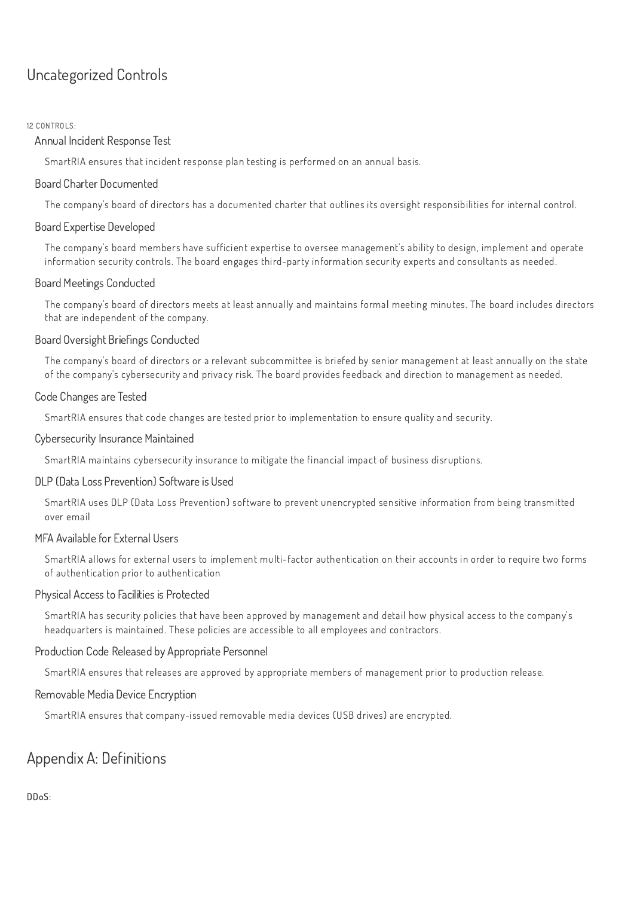## Uncategorized Controls

12 CONTROLS:

### Annual Incident Response Test

SmartRIA ensures that incident response plan testing is performed on an annual basis.

### Board Charter Documented

The company's board of directors has a documented charter that outlines its oversight responsibilities for internal control.

### Board Expertise Developed

The company's board members have sufficient expertise to oversee management's ability to design, implement and operate information security controls. The board engages third-party information security experts and consultants as needed.

### Board Meetings Conducted

The company's board of directors meets at least annually and maintains formal meeting minutes. The board includes directors that are independent of the company.

### Board Oversight Briefings Conducted

The company's board of directors or a relevant subcommittee is briefed by senior management at least annually on the state of the company's cybersecurity and privacy risk. The board provides feedback and direction to management as needed.

### Code Changes are Tested

SmartRIA ensures that code changes are tested prior to implementation to ensure quality and security.

### Cybersecurity Insurance Maintained

SmartRIA maintains cybersecurity insurance to mitigate the financial impact of business disruptions.

### DLP (Data Loss Prevention) Software is Used

SmartRIA uses DLP (Data Loss Prevention) software to prevent unencrypted sensitive information from being transmitted over email

### MFA Available for External Users

SmartRIA allows for external users to implement multi-factor authentication on their accounts in order to require two forms of authentication prior to authentication

### Physical Access to Facilities is Protected

SmartRIA has security policies that have been approved by management and detail how physical access to the company's headquarters is maintained. These policies are accessible to all employees and contractors.

### Production Code Released by Appropriate Personnel

SmartRIA ensures that releases are approved by appropriate members of management prior to production release.

### Removable Media Device Encryption

SmartRIA ensures that company-issued removable media devices (USB drives) are encrypted.

## Appendix A: Definitions

DDoS: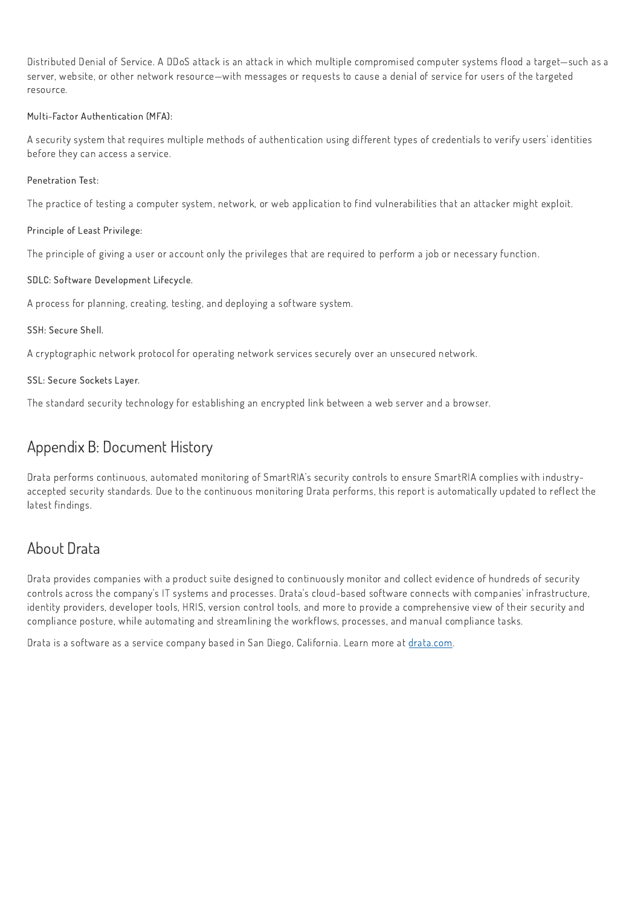Distributed Denial of Service. A DDoS attack is an attack in which multiple compromised computer systems flood a target—such as a server, website, or other network resource—with messages or requests to cause a denial of service for users of the targeted resource.

Multi-Factor Authentication (MFA):

A security system that requires multiple methods of authentication using different types of credentials to verify users' identities before they can access a service.

Penetration Test:

The practice of testing a computer system, network, or web application to find vulnerabilities that an attacker might exploit.

Principle of Least Privilege:

The principle of giving a user or account only the privileges that are required to perform a job or necessary function.

SDLC: Software Development Lifecycle.

A process for planning, creating, testing, and deploying a software system.

SSH: Secure Shell.

A cryptographic network protocol for operating network services securely over an unsecured network.

SSL: Secure Sockets Layer.

The standard security technology for establishing an encrypted link between a web server and a browser.

## Appendix B: Document History

Drata performs continuous, automated monitoring of SmartRIA's security controls to ensure SmartRIA complies with industry-accepted security standards. Due to the continuous monitoring Drata performs, this report is automatically updated to reflect the latest findings.

## About Drata

Drata provides companies with a product suite designed to continuously monitor and collect evidence of hundreds of security controls across the company's IT systems and processes. Drata's cloud-based software connects with companies' infrastructure, identity providers, developer tools, HRIS, version control tools, and more to provide a comprehensive view of their security and compliance posture, while automating and streamlining the workflows, processes, and manual compliance tasks.

Drata is a software as a service company based in San Diego, California. Learn more at [drata.com](https://drata.com).